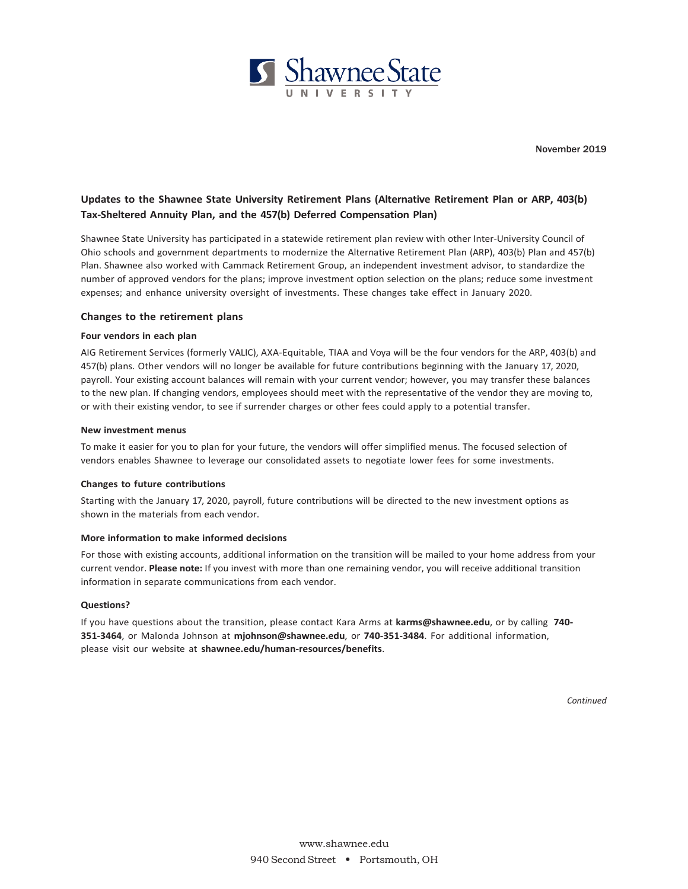Shawnee State University

November 2019

## Updates to the Shawnee State University Retirement Plans (Alternative Retirement Plan or ARP, 403(b) Tax-Sheltered Annuity Plan, and the 457(b) Deferred Compensation Plan)

Shawnee State University has participated in a statewide retirement plan review with other Inter-University Council of Ohio schools and government departments to modernize the Alternative Retirement Plan (ARP), 403(b) Plan and 457(b) Plan. Shawnee also worked with Cammack Retirement Group, an independent investment advisor, to standardize the number of approved vendors for the plans; improve investment option selection on the plans; reduce some investment expenses; and enhance university oversight of investments. These changes take effect in January 2020.

### Changes to the retirement plans

#### Four vendors in each plan

AIG Retirement Services (formerly VALIC), AXA-Equitable, TIAA and Voya will be the four vendors for the ARP, 403(b) and 457(b) plans. Other vendors will no longer be available for future contributions beginning with the January 17, 2020, payroll. Your existing account balances will remain with your current vendor; however, you may transfer these balances to the new plan. If changing vendors, employees should meet with the representative of the vendor they are moving to, or with their existing vendor, to see if surrender charges or other fees could apply to a potential transfer.

#### New investment menus

To make it easier for you to plan for your future, the vendors will offer simplified menus. The focused selection of vendors enables Shawnee to leverage our consolidated assets to negotiate lower fees for some investments.

#### Changes to future contributions

Starting with the January 17, 2020, payroll, future contributions will be directed to the new investment options as shown in the materials from each vendor.

#### More information to make informed decisions

For those with existing accounts, additional information on the transition will be mailed to your home address from your current vendor. **Please note:** If you invest with more than one remaining vendor, you will receive additional transition information in separate communications from each vendor.

#### Questions?

If you have questions about the transition, please contact Kara Arms at **karms@shawnee.edu**, or by calling **740-351-3464**, or Malonda Johnson at **mjohnson@shawnee.edu**, or **740-351-3484**. For additional information, please visit our website at **shawnee.edu/human-resources/benefits**.

*Continued*

www.shawnee.edu
940 Second Street • Portsmouth, OH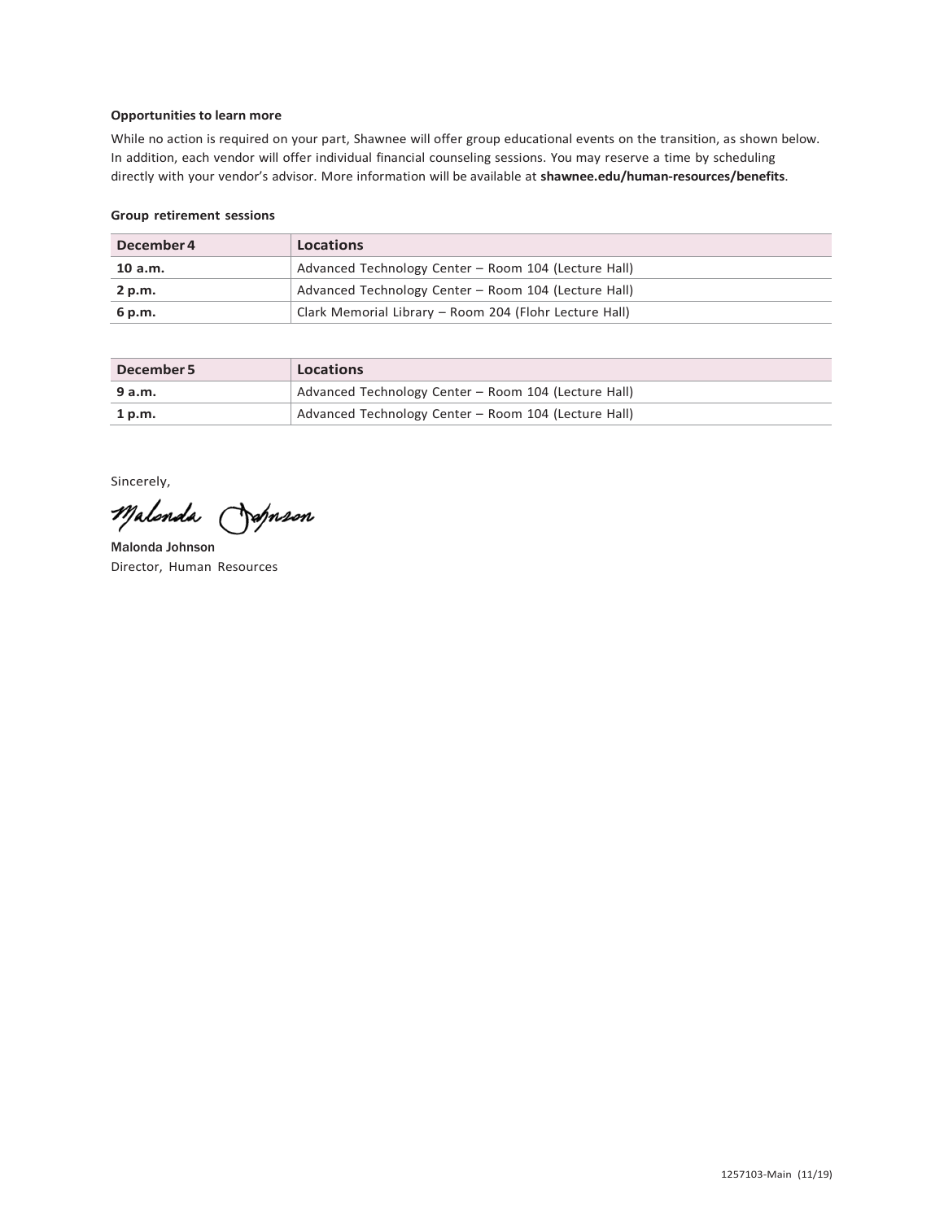**Opportunities to learn more**

While no action is required on your part, Shawnee will offer group educational events on the transition, as shown below. In addition, each vendor will offer individual financial counseling sessions. You may reserve a time by scheduling directly with your vendor's advisor. More information will be available at **shawnee.edu/human-resources/benefits**.

**Group retirement sessions**

| December 4 | Locations |
|---|---|
| **10 a.m.** | Advanced Technology Center – Room 104 (Lecture Hall) |
| **2 p.m.** | Advanced Technology Center – Room 104 (Lecture Hall) |
| **6 p.m.** | Clark Memorial Library – Room 204 (Flohr Lecture Hall) |

| December 5 | Locations |
|---|---|
| **9 a.m.** | Advanced Technology Center – Room 104 (Lecture Hall) |
| **1 p.m.** | Advanced Technology Center – Room 104 (Lecture Hall) |

Sincerely,

Malonda Johnson

Malonda Johnson
Director, Human Resources

1257103-Main (11/19)